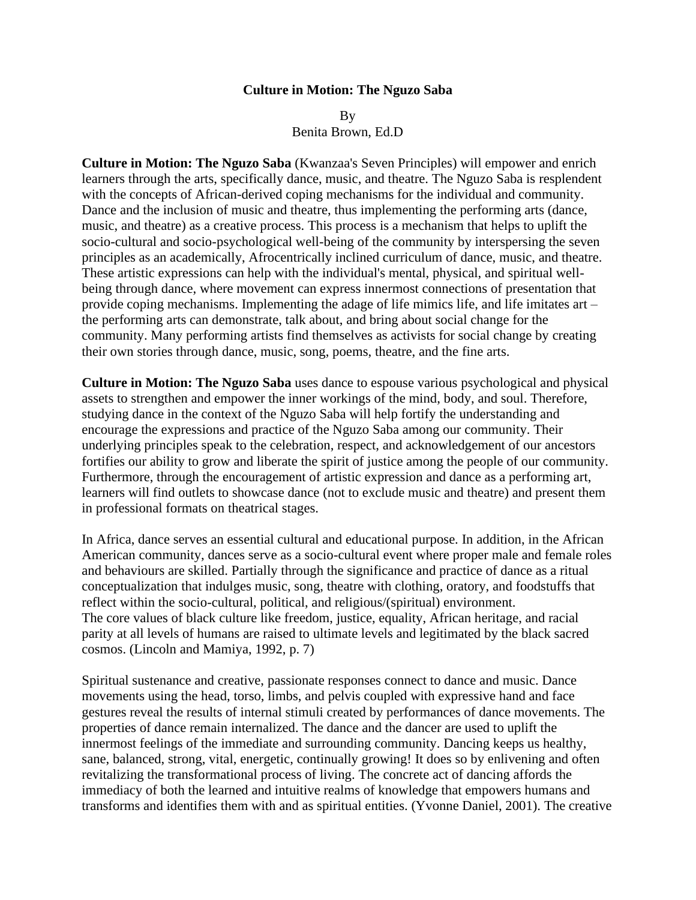# Culture in Motion: The Nguzo Saba

By
Benita Brown, Ed.D

**Culture in Motion: The Nguzo Saba** (Kwanzaa's Seven Principles) will empower and enrich learners through the arts, specifically dance, music, and theatre. The Nguzo Saba is resplendent with the concepts of African-derived coping mechanisms for the individual and community. Dance and the inclusion of music and theatre, thus implementing the performing arts (dance, music, and theatre) as a creative process. This process is a mechanism that helps to uplift the socio-cultural and socio-psychological well-being of the community by interspersing the seven principles as an academically, Afrocentrically inclined curriculum of dance, music, and theatre. These artistic expressions can help with the individual's mental, physical, and spiritual well-being through dance, where movement can express innermost connections of presentation that provide coping mechanisms. Implementing the adage of life mimics life, and life imitates art – the performing arts can demonstrate, talk about, and bring about social change for the community. Many performing artists find themselves as activists for social change by creating their own stories through dance, music, song, poems, theatre, and the fine arts.

**Culture in Motion: The Nguzo Saba** uses dance to espouse various psychological and physical assets to strengthen and empower the inner workings of the mind, body, and soul. Therefore, studying dance in the context of the Nguzo Saba will help fortify the understanding and encourage the expressions and practice of the Nguzo Saba among our community. Their underlying principles speak to the celebration, respect, and acknowledgement of our ancestors fortifies our ability to grow and liberate the spirit of justice among the people of our community. Furthermore, through the encouragement of artistic expression and dance as a performing art, learners will find outlets to showcase dance (not to exclude music and theatre) and present them in professional formats on theatrical stages.

In Africa, dance serves an essential cultural and educational purpose. In addition, in the African American community, dances serve as a socio-cultural event where proper male and female roles and behaviours are skilled. Partially through the significance and practice of dance as a ritual conceptualization that indulges music, song, theatre with clothing, oratory, and foodstuffs that reflect within the socio-cultural, political, and religious/(spiritual) environment.
The core values of black culture like freedom, justice, equality, African heritage, and racial parity at all levels of humans are raised to ultimate levels and legitimated by the black sacred cosmos. (Lincoln and Mamiya, 1992, p. 7)

Spiritual sustenance and creative, passionate responses connect to dance and music. Dance movements using the head, torso, limbs, and pelvis coupled with expressive hand and face gestures reveal the results of internal stimuli created by performances of dance movements. The properties of dance remain internalized. The dance and the dancer are used to uplift the innermost feelings of the immediate and surrounding community. Dancing keeps us healthy, sane, balanced, strong, vital, energetic, continually growing! It does so by enlivening and often revitalizing the transformational process of living. The concrete act of dancing affords the immediacy of both the learned and intuitive realms of knowledge that empowers humans and transforms and identifies them with and as spiritual entities. (Yvonne Daniel, 2001). The creative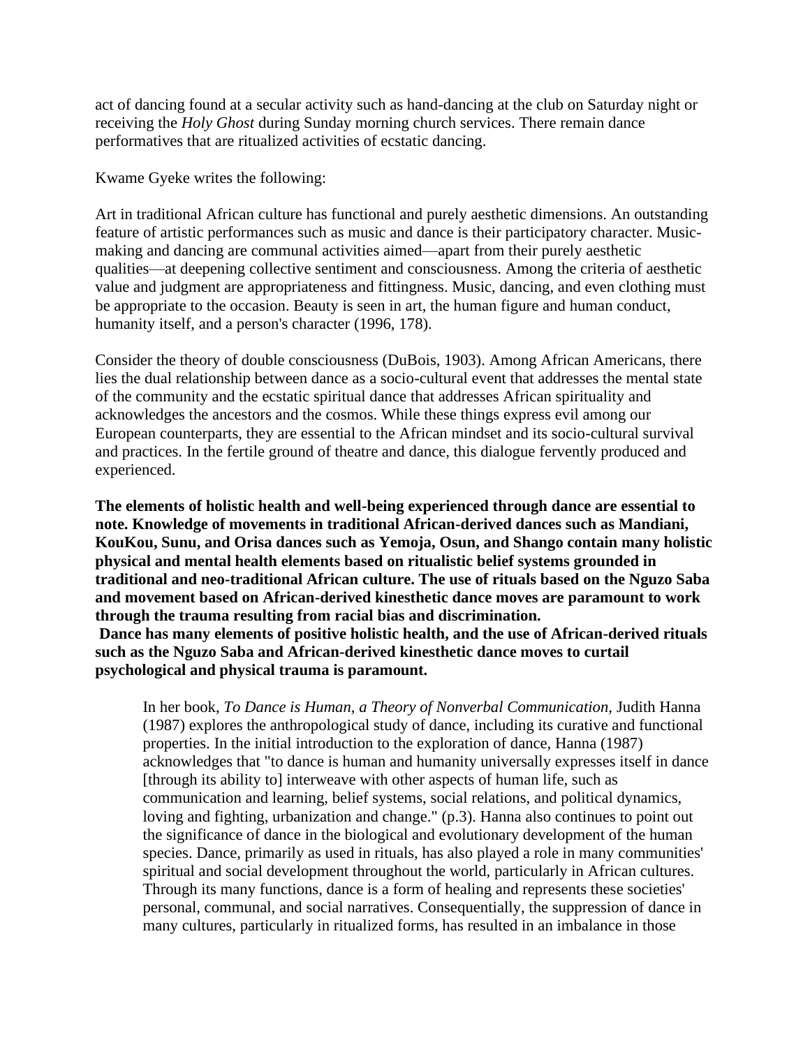act of dancing found at a secular activity such as hand-dancing at the club on Saturday night or receiving the *Holy Ghost* during Sunday morning church services. There remain dance performatives that are ritualized activities of ecstatic dancing.

Kwame Gyeke writes the following:

Art in traditional African culture has functional and purely aesthetic dimensions. An outstanding feature of artistic performances such as music and dance is their participatory character. Music-making and dancing are communal activities aimed—apart from their purely aesthetic qualities—at deepening collective sentiment and consciousness. Among the criteria of aesthetic value and judgment are appropriateness and fittingness. Music, dancing, and even clothing must be appropriate to the occasion. Beauty is seen in art, the human figure and human conduct, humanity itself, and a person's character (1996, 178).

Consider the theory of double consciousness (DuBois, 1903). Among African Americans, there lies the dual relationship between dance as a socio-cultural event that addresses the mental state of the community and the ecstatic spiritual dance that addresses African spirituality and acknowledges the ancestors and the cosmos. While these things express evil among our European counterparts, they are essential to the African mindset and its socio-cultural survival and practices. In the fertile ground of theatre and dance, this dialogue fervently produced and experienced.

**The elements of holistic health and well-being experienced through dance are essential to note. Knowledge of movements in traditional African-derived dances such as Mandiani, KouKou, Sunu, and Orisa dances such as Yemoja, Osun, and Shango contain many holistic physical and mental health elements based on ritualistic belief systems grounded in traditional and neo-traditional African culture. The use of rituals based on the Nguzo Saba and movement based on African-derived kinesthetic dance moves are paramount to work through the trauma resulting from racial bias and discrimination.**
**Dance has many elements of positive holistic health, and the use of African-derived rituals such as the Nguzo Saba and African-derived kinesthetic dance moves to curtail psychological and physical trauma is paramount.**

> In her book, *To Dance is Human, a Theory of Nonverbal Communication*, Judith Hanna (1987) explores the anthropological study of dance, including its curative and functional properties. In the initial introduction to the exploration of dance, Hanna (1987) acknowledges that "to dance is human and humanity universally expresses itself in dance [through its ability to] interweave with other aspects of human life, such as communication and learning, belief systems, social relations, and political dynamics, loving and fighting, urbanization and change." (p.3). Hanna also continues to point out the significance of dance in the biological and evolutionary development of the human species. Dance, primarily as used in rituals, has also played a role in many communities' spiritual and social development throughout the world, particularly in African cultures. Through its many functions, dance is a form of healing and represents these societies' personal, communal, and social narratives. Consequentially, the suppression of dance in many cultures, particularly in ritualized forms, has resulted in an imbalance in those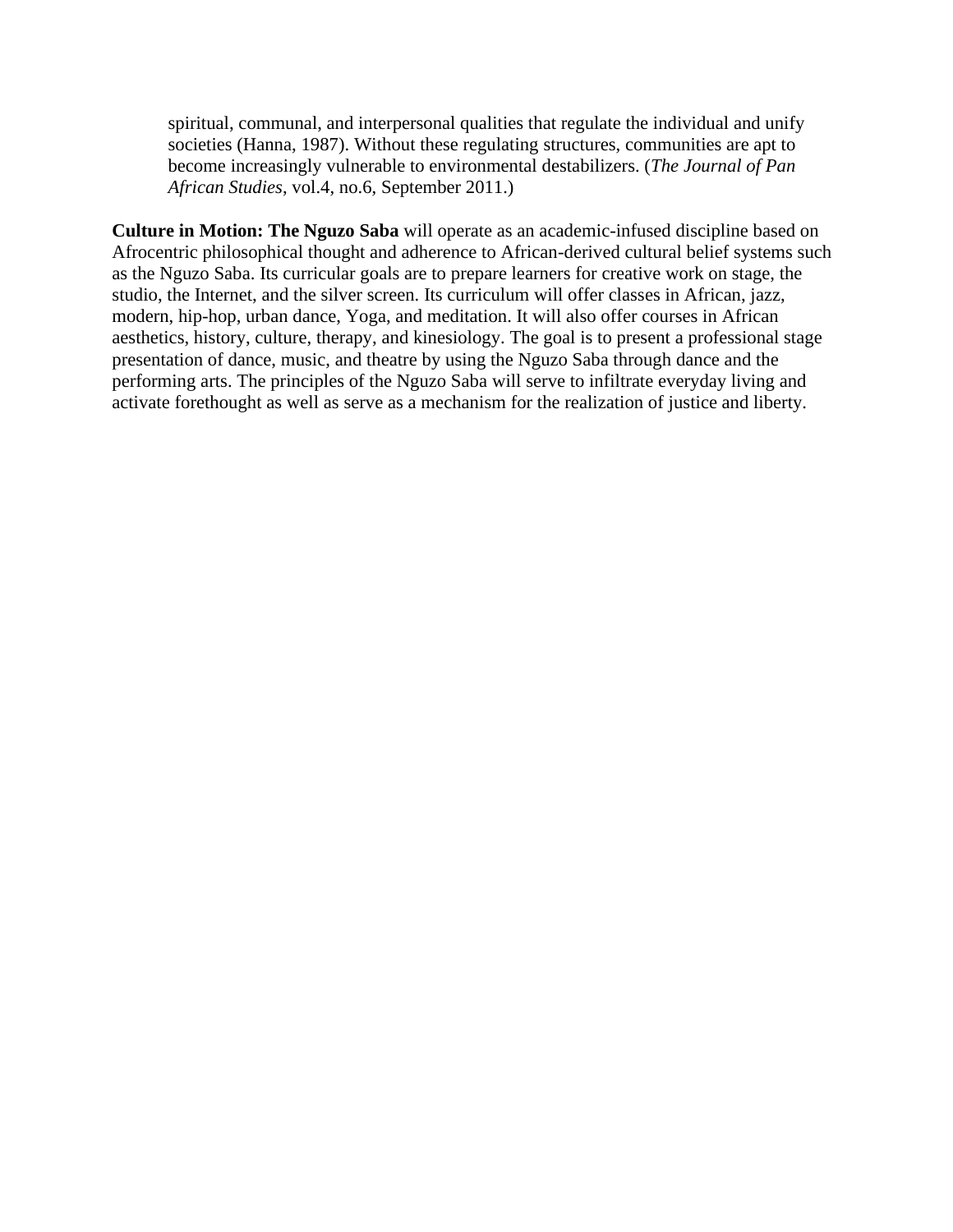> spiritual, communal, and interpersonal qualities that regulate the individual and unify societies (Hanna, 1987). Without these regulating structures, communities are apt to become increasingly vulnerable to environmental destabilizers. (*The Journal of Pan African Studies*, vol.4, no.6, September 2011.)

**Culture in Motion: The Nguzo Saba** will operate as an academic-infused discipline based on Afrocentric philosophical thought and adherence to African-derived cultural belief systems such as the Nguzo Saba. Its curricular goals are to prepare learners for creative work on stage, the studio, the Internet, and the silver screen. Its curriculum will offer classes in African, jazz, modern, hip-hop, urban dance, Yoga, and meditation. It will also offer courses in African aesthetics, history, culture, therapy, and kinesiology. The goal is to present a professional stage presentation of dance, music, and theatre by using the Nguzo Saba through dance and the performing arts. The principles of the Nguzo Saba will serve to infiltrate everyday living and activate forethought as well as serve as a mechanism for the realization of justice and liberty.